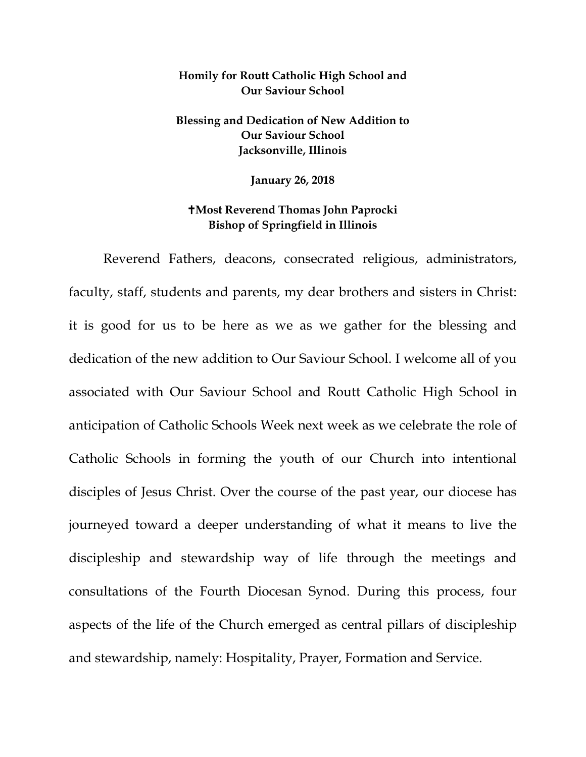**Homily for Routt Catholic High School and Our Saviour School**

**Blessing and Dedication of New Addition to Our Saviour School Jacksonville, Illinois**

**January 26, 2018**

**✝Most Reverend Thomas John Paprocki Bishop of Springfield in Illinois**

Reverend Fathers, deacons, consecrated religious, administrators, faculty, staff, students and parents, my dear brothers and sisters in Christ: it is good for us to be here as we as we gather for the blessing and dedication of the new addition to Our Saviour School. I welcome all of you associated with Our Saviour School and Routt Catholic High School in anticipation of Catholic Schools Week next week as we celebrate the role of Catholic Schools in forming the youth of our Church into intentional disciples of Jesus Christ. Over the course of the past year, our diocese has journeyed toward a deeper understanding of what it means to live the discipleship and stewardship way of life through the meetings and consultations of the Fourth Diocesan Synod. During this process, four aspects of the life of the Church emerged as central pillars of discipleship and stewardship, namely: Hospitality, Prayer, Formation and Service.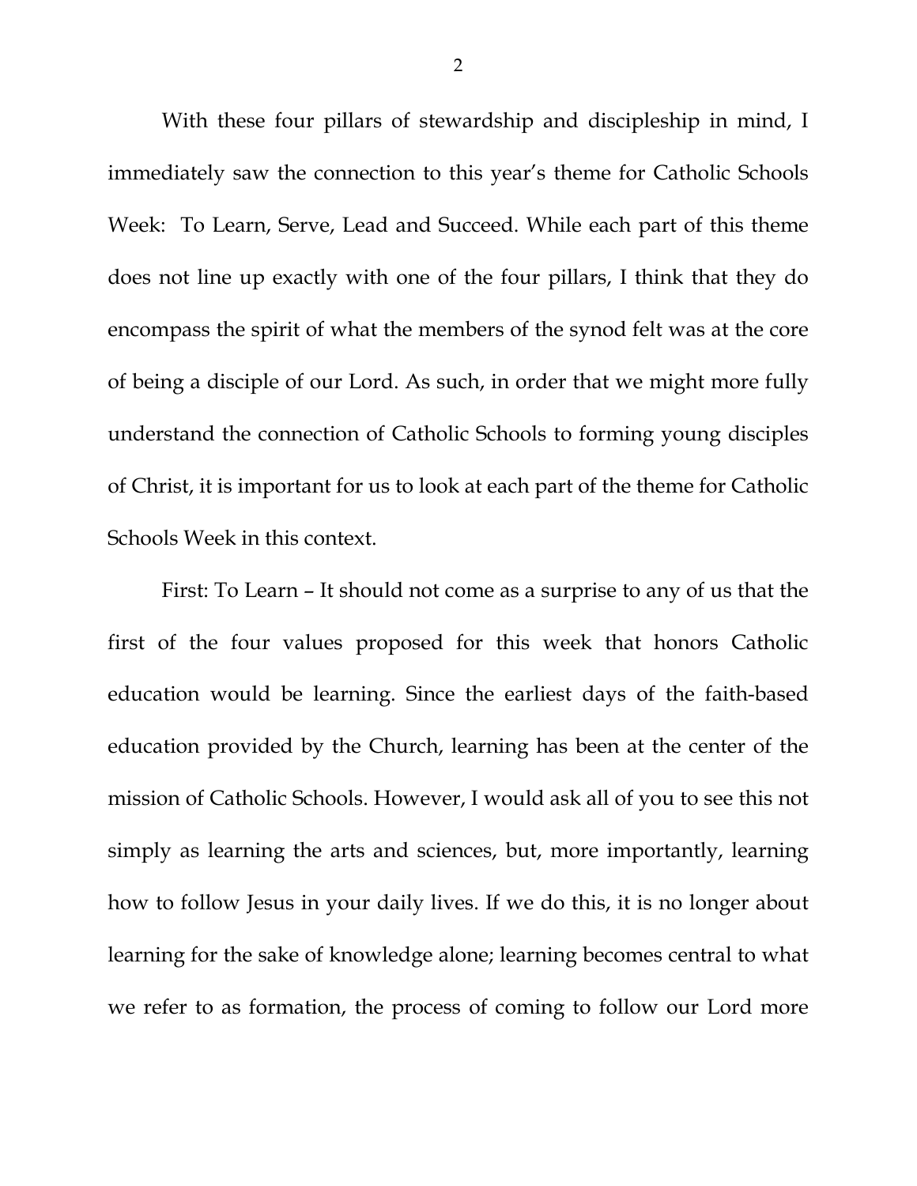With these four pillars of stewardship and discipleship in mind, I immediately saw the connection to this year's theme for Catholic Schools Week: To Learn, Serve, Lead and Succeed. While each part of this theme does not line up exactly with one of the four pillars, I think that they do encompass the spirit of what the members of the synod felt was at the core of being a disciple of our Lord. As such, in order that we might more fully understand the connection of Catholic Schools to forming young disciples of Christ, it is important for us to look at each part of the theme for Catholic Schools Week in this context.

First: To Learn – It should not come as a surprise to any of us that the first of the four values proposed for this week that honors Catholic education would be learning. Since the earliest days of the faith-based education provided by the Church, learning has been at the center of the mission of Catholic Schools. However, I would ask all of you to see this not simply as learning the arts and sciences, but, more importantly, learning how to follow Jesus in your daily lives. If we do this, it is no longer about learning for the sake of knowledge alone; learning becomes central to what we refer to as formation, the process of coming to follow our Lord more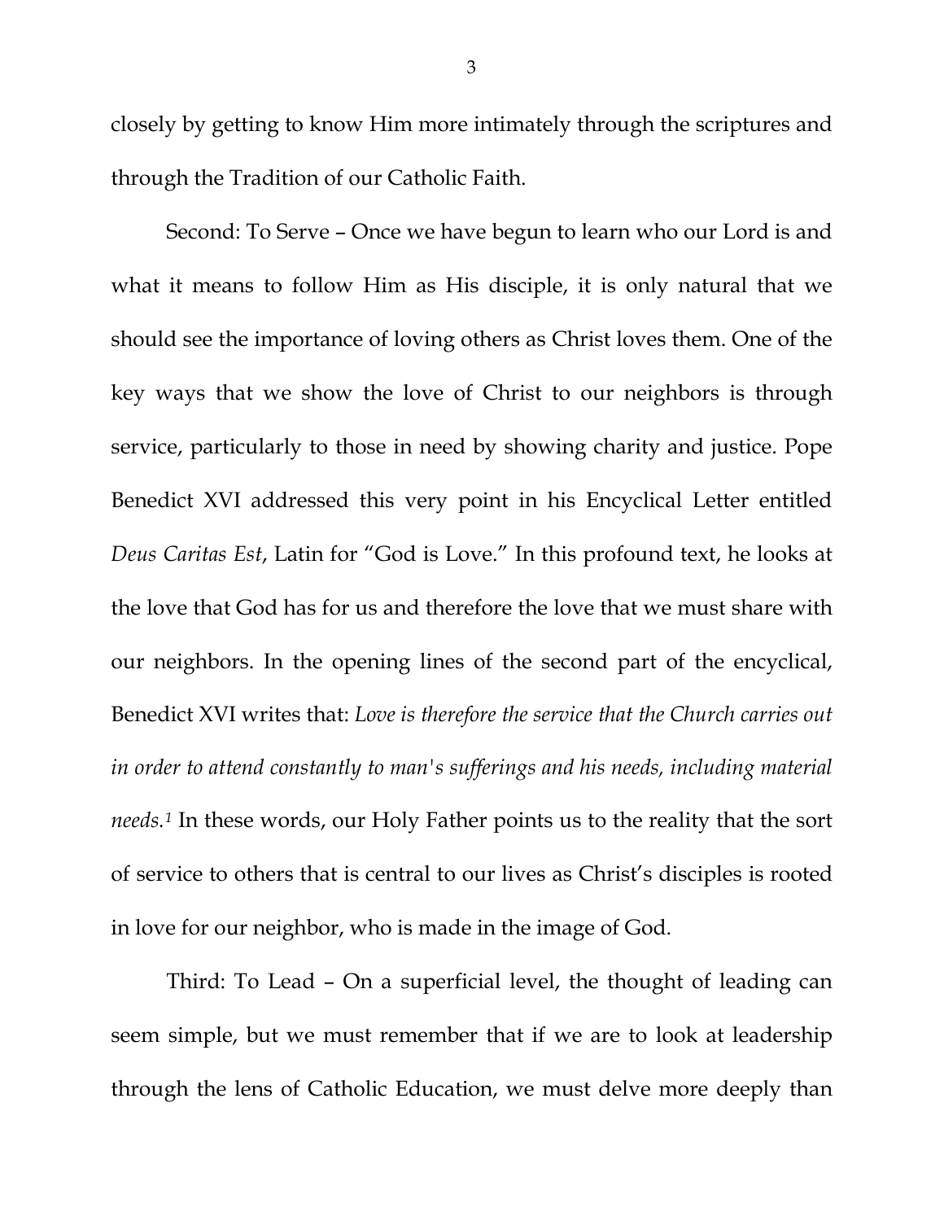closely by getting to know Him more intimately through the scriptures and through the Tradition of our Catholic Faith.

Second: To Serve – Once we have begun to learn who our Lord is and what it means to follow Him as His disciple, it is only natural that we should see the importance of loving others as Christ loves them. One of the key ways that we show the love of Christ to our neighbors is through service, particularly to those in need by showing charity and justice. Pope Benedict XVI addressed this very point in his Encyclical Letter entitled *Deus Caritas Est*, Latin for "God is Love." In this profound text, he looks at the love that God has for us and therefore the love that we must share with our neighbors. In the opening lines of the second part of the encyclical, Benedict XVI writes that: *Love is therefore the service that the Church carries out in order to attend constantly to man's sufferings and his needs, including material needs.*[1] In these words, our Holy Father points us to the reality that the sort of service to others that is central to our lives as Christ's disciples is rooted in love for our neighbor, who is made in the image of God.

Third: To Lead – On a superficial level, the thought of leading can seem simple, but we must remember that if we are to look at leadership through the lens of Catholic Education, we must delve more deeply than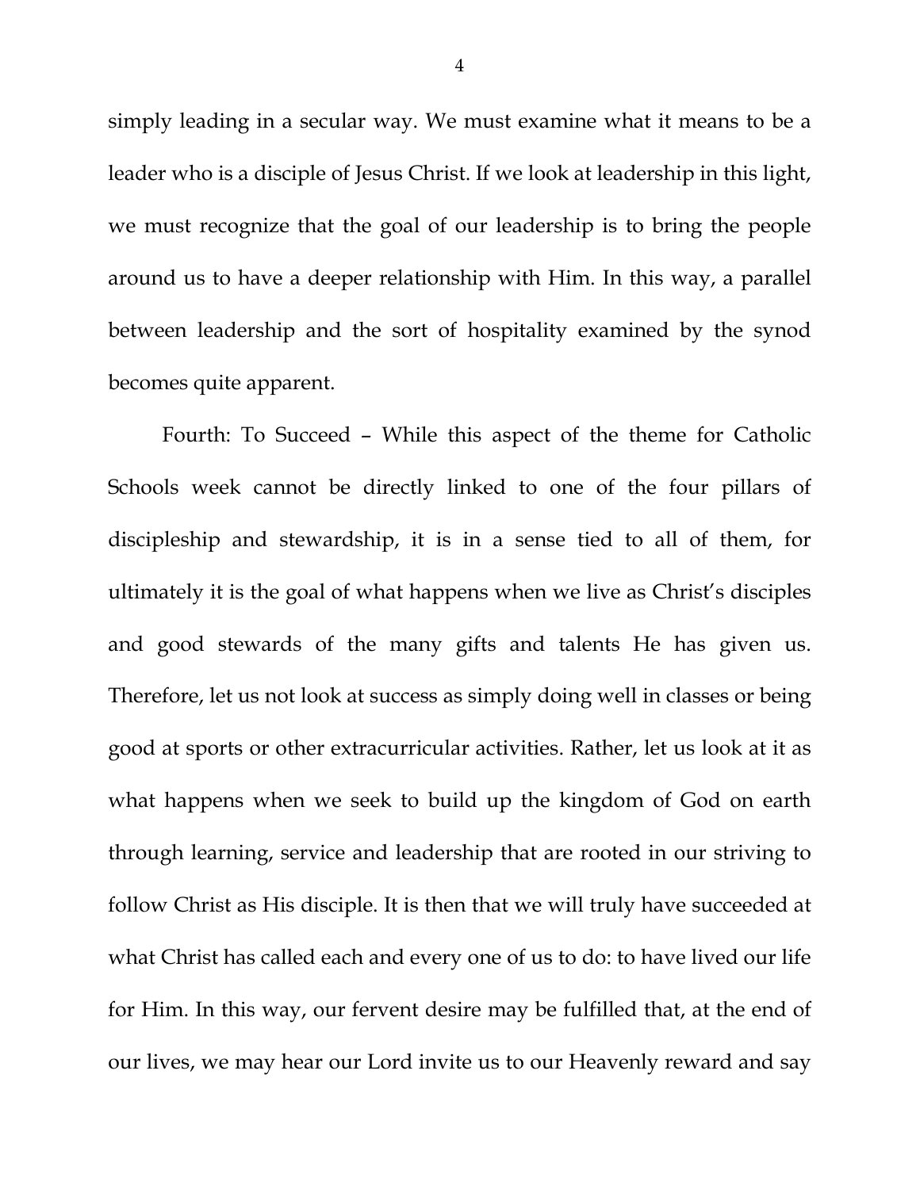simply leading in a secular way. We must examine what it means to be a leader who is a disciple of Jesus Christ. If we look at leadership in this light, we must recognize that the goal of our leadership is to bring the people around us to have a deeper relationship with Him. In this way, a parallel between leadership and the sort of hospitality examined by the synod becomes quite apparent.

Fourth: To Succeed – While this aspect of the theme for Catholic Schools week cannot be directly linked to one of the four pillars of discipleship and stewardship, it is in a sense tied to all of them, for ultimately it is the goal of what happens when we live as Christ's disciples and good stewards of the many gifts and talents He has given us. Therefore, let us not look at success as simply doing well in classes or being good at sports or other extracurricular activities. Rather, let us look at it as what happens when we seek to build up the kingdom of God on earth through learning, service and leadership that are rooted in our striving to follow Christ as His disciple. It is then that we will truly have succeeded at what Christ has called each and every one of us to do: to have lived our life for Him. In this way, our fervent desire may be fulfilled that, at the end of our lives, we may hear our Lord invite us to our Heavenly reward and say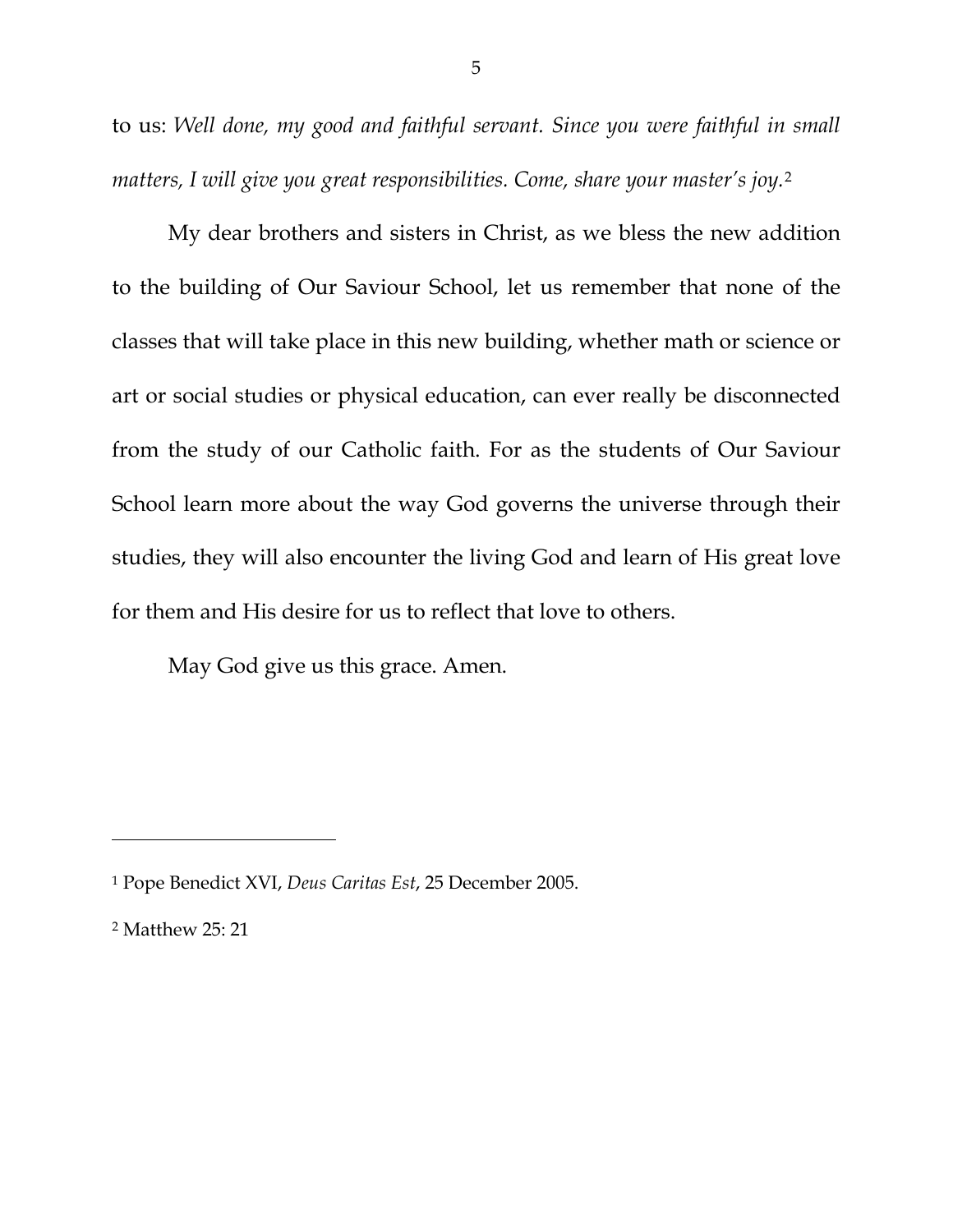to us: *Well done, my good and faithful servant. Since you were faithful in small matters, I will give you great responsibilities. Come, share your master's joy.*[2]

My dear brothers and sisters in Christ, as we bless the new addition to the building of Our Saviour School, let us remember that none of the classes that will take place in this new building, whether math or science or art or social studies or physical education, can ever really be disconnected from the study of our Catholic faith. For as the students of Our Saviour School learn more about the way God governs the universe through their studies, they will also encounter the living God and learn of His great love for them and His desire for us to reflect that love to others.

May God give us this grace. Amen.

---

[1] Pope Benedict XVI, *Deus Caritas Est*, 25 December 2005.

[2] Matthew 25: 21